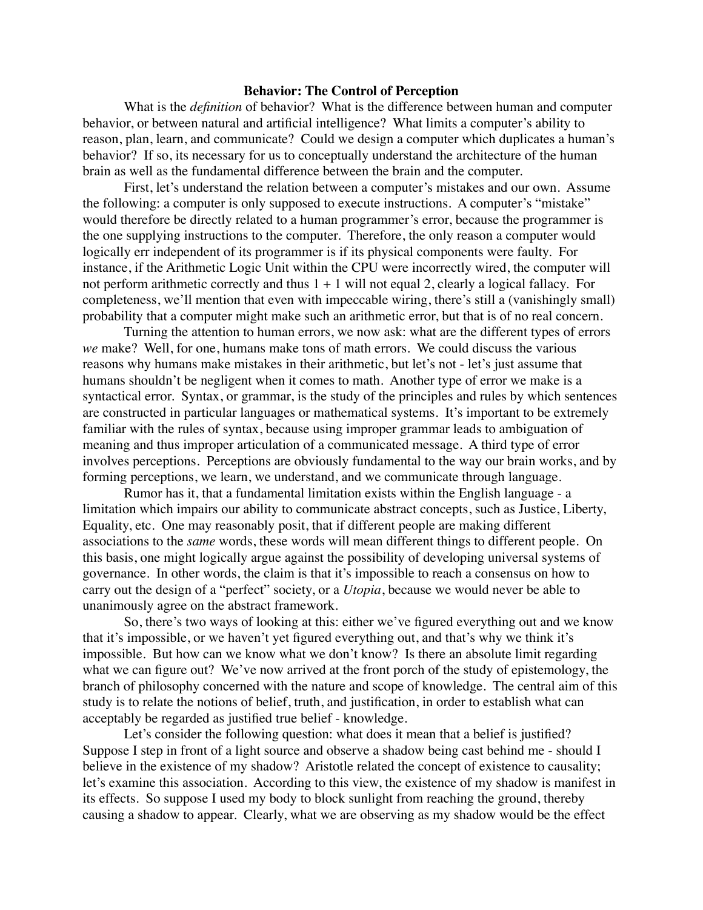**Behavior: The Control of Perception**

What is the *definition* of behavior? What is the difference between human and computer behavior, or between natural and artificial intelligence? What limits a computer's ability to reason, plan, learn, and communicate? Could we design a computer which duplicates a human's behavior? If so, its necessary for us to conceptually understand the architecture of the human brain as well as the fundamental difference between the brain and the computer.

First, let's understand the relation between a computer's mistakes and our own. Assume the following: a computer is only supposed to execute instructions. A computer's "mistake" would therefore be directly related to a human programmer's error, because the programmer is the one supplying instructions to the computer. Therefore, the only reason a computer would logically err independent of its programmer is if its physical components were faulty. For instance, if the Arithmetic Logic Unit within the CPU were incorrectly wired, the computer will not perform arithmetic correctly and thus $1 + 1$ will not equal 2, clearly a logical fallacy. For completeness, we'll mention that even with impeccable wiring, there's still a (vanishingly small) probability that a computer might make such an arithmetic error, but that is of no real concern.

Turning the attention to human errors, we now ask: what are the different types of errors *we* make? Well, for one, humans make tons of math errors. We could discuss the various reasons why humans make mistakes in their arithmetic, but let's not - let's just assume that humans shouldn't be negligent when it comes to math. Another type of error we make is a syntactical error. Syntax, or grammar, is the study of the principles and rules by which sentences are constructed in particular languages or mathematical systems. It's important to be extremely familiar with the rules of syntax, because using improper grammar leads to ambiguation of meaning and thus improper articulation of a communicated message. A third type of error involves perceptions. Perceptions are obviously fundamental to the way our brain works, and by forming perceptions, we learn, we understand, and we communicate through language.

Rumor has it, that a fundamental limitation exists within the English language - a limitation which impairs our ability to communicate abstract concepts, such as Justice, Liberty, Equality, etc. One may reasonably posit, that if different people are making different associations to the *same* words, these words will mean different things to different people. On this basis, one might logically argue against the possibility of developing universal systems of governance. In other words, the claim is that it's impossible to reach a consensus on how to carry out the design of a "perfect" society, or a *Utopia*, because we would never be able to unanimously agree on the abstract framework.

So, there's two ways of looking at this: either we've figured everything out and we know that it's impossible, or we haven't yet figured everything out, and that's why we think it's impossible. But how can we know what we don't know? Is there an absolute limit regarding what we can figure out? We've now arrived at the front porch of the study of epistemology, the branch of philosophy concerned with the nature and scope of knowledge. The central aim of this study is to relate the notions of belief, truth, and justification, in order to establish what can acceptably be regarded as justified true belief - knowledge.

Let's consider the following question: what does it mean that a belief is justified? Suppose I step in front of a light source and observe a shadow being cast behind me - should I believe in the existence of my shadow? Aristotle related the concept of existence to causality; let's examine this association. According to this view, the existence of my shadow is manifest in its effects. So suppose I used my body to block sunlight from reaching the ground, thereby causing a shadow to appear. Clearly, what we are observing as my shadow would be the effect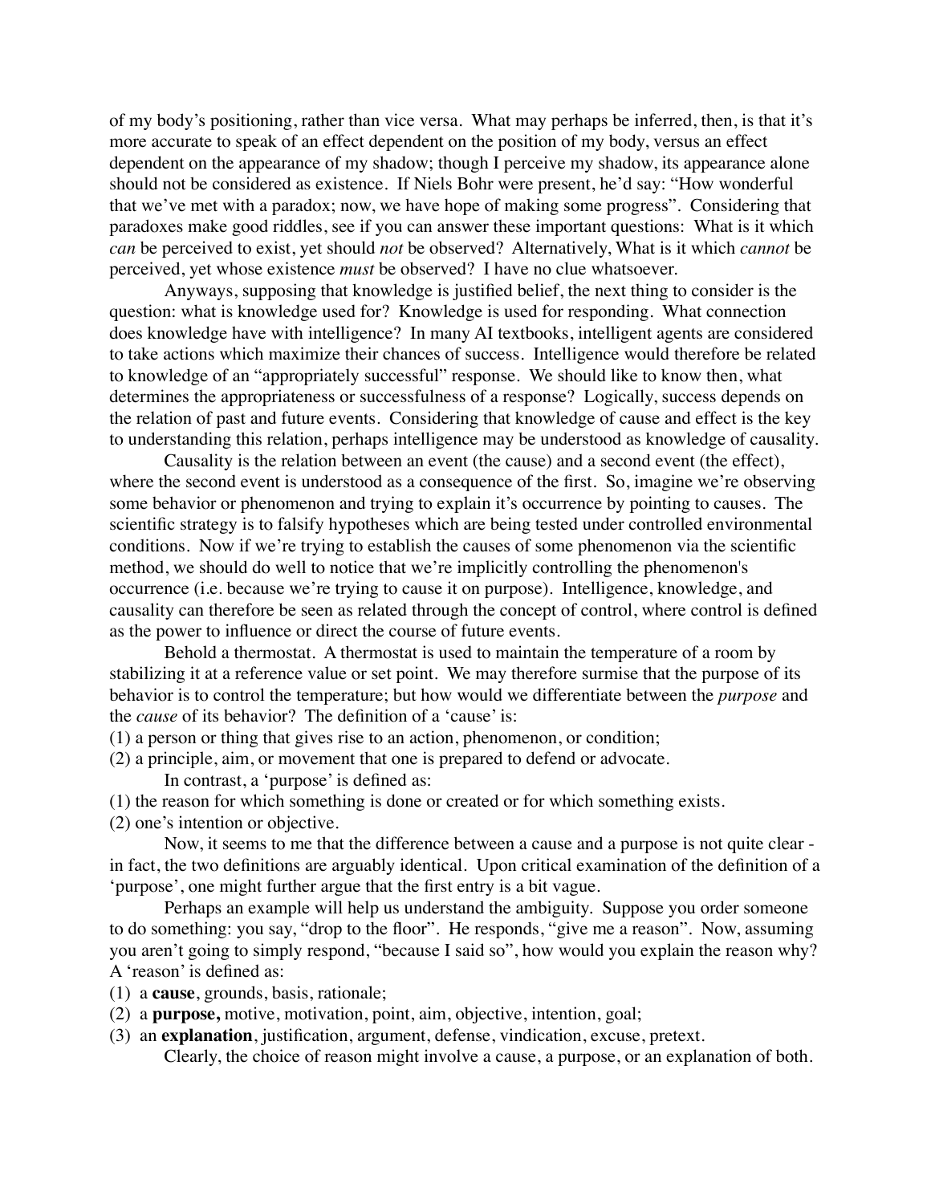of my body's positioning, rather than vice versa. What may perhaps be inferred, then, is that it's more accurate to speak of an effect dependent on the position of my body, versus an effect dependent on the appearance of my shadow; though I perceive my shadow, its appearance alone should not be considered as existence. If Niels Bohr were present, he'd say: "How wonderful that we've met with a paradox; now, we have hope of making some progress". Considering that paradoxes make good riddles, see if you can answer these important questions: What is it which *can* be perceived to exist, yet should *not* be observed? Alternatively, What is it which *cannot* be perceived, yet whose existence *must* be observed? I have no clue whatsoever.

Anyways, supposing that knowledge is justified belief, the next thing to consider is the question: what is knowledge used for? Knowledge is used for responding. What connection does knowledge have with intelligence? In many AI textbooks, intelligent agents are considered to take actions which maximize their chances of success. Intelligence would therefore be related to knowledge of an "appropriately successful" response. We should like to know then, what determines the appropriateness or successfulness of a response? Logically, success depends on the relation of past and future events. Considering that knowledge of cause and effect is the key to understanding this relation, perhaps intelligence may be understood as knowledge of causality.

Causality is the relation between an event (the cause) and a second event (the effect), where the second event is understood as a consequence of the first. So, imagine we're observing some behavior or phenomenon and trying to explain it's occurrence by pointing to causes. The scientific strategy is to falsify hypotheses which are being tested under controlled environmental conditions. Now if we're trying to establish the causes of some phenomenon via the scientific method, we should do well to notice that we're implicitly controlling the phenomenon's occurrence (i.e. because we're trying to cause it on purpose). Intelligence, knowledge, and causality can therefore be seen as related through the concept of control, where control is defined as the power to influence or direct the course of future events.

Behold a thermostat. A thermostat is used to maintain the temperature of a room by stabilizing it at a reference value or set point. We may therefore surmise that the purpose of its behavior is to control the temperature; but how would we differentiate between the *purpose* and the *cause* of its behavior? The definition of a 'cause' is:

(1) a person or thing that gives rise to an action, phenomenon, or condition;
(2) a principle, aim, or movement that one is prepared to defend or advocate.

In contrast, a 'purpose' is defined as:

(1) the reason for which something is done or created or for which something exists.
(2) one's intention or objective.

Now, it seems to me that the difference between a cause and a purpose is not quite clear - in fact, the two definitions are arguably identical. Upon critical examination of the definition of a 'purpose', one might further argue that the first entry is a bit vague.

Perhaps an example will help us understand the ambiguity. Suppose you order someone to do something: you say, "drop to the floor". He responds, "give me a reason". Now, assuming you aren't going to simply respond, "because I said so", how would you explain the reason why? A 'reason' is defined as:

(1) a **cause**, grounds, basis, rationale;
(2) a **purpose,** motive, motivation, point, aim, objective, intention, goal;
(3) an **explanation**, justification, argument, defense, vindication, excuse, pretext.

Clearly, the choice of reason might involve a cause, a purpose, or an explanation of both.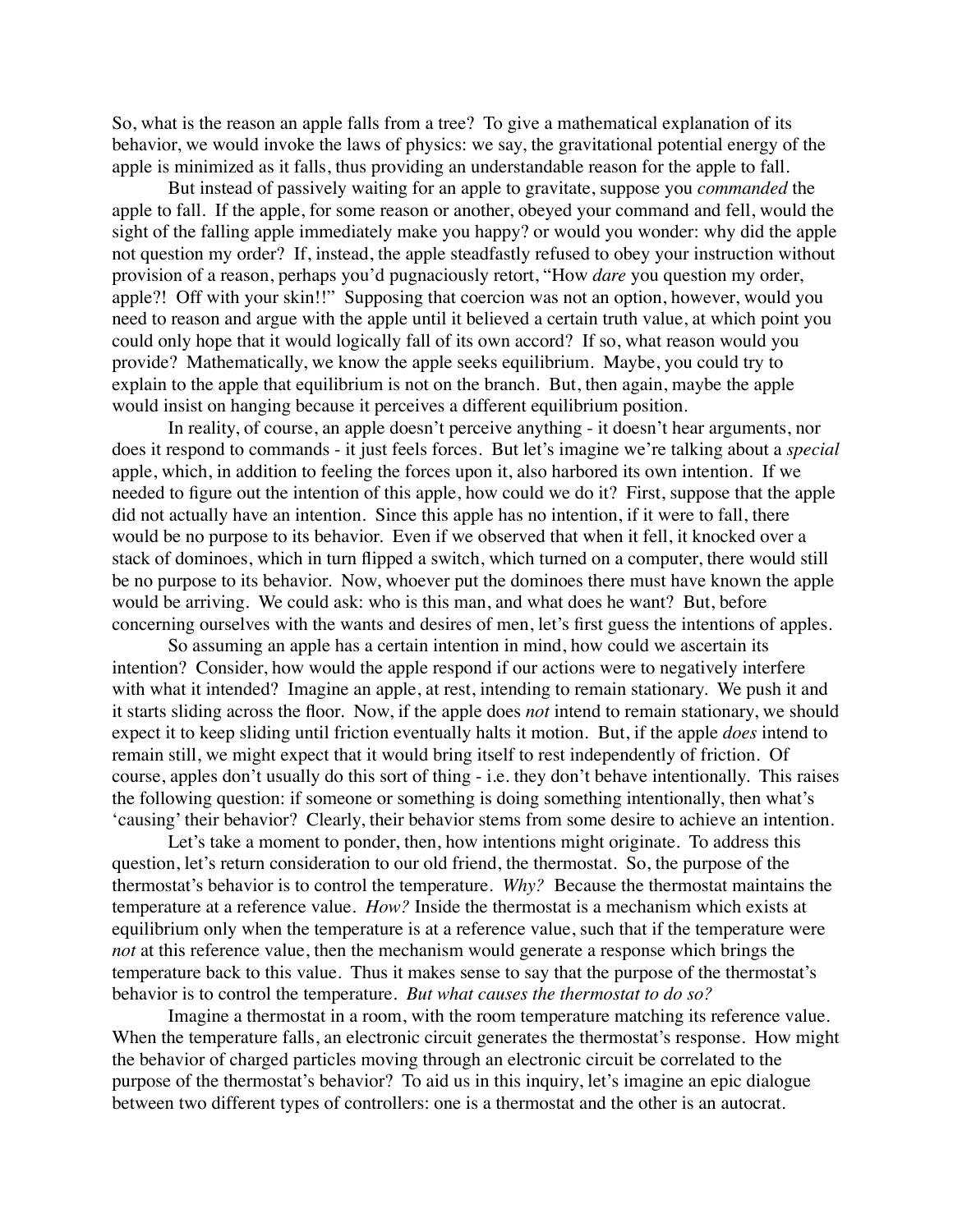So, what is the reason an apple falls from a tree? To give a mathematical explanation of its behavior, we would invoke the laws of physics: we say, the gravitational potential energy of the apple is minimized as it falls, thus providing an understandable reason for the apple to fall.

But instead of passively waiting for an apple to gravitate, suppose you *commanded* the apple to fall. If the apple, for some reason or another, obeyed your command and fell, would the sight of the falling apple immediately make you happy? or would you wonder: why did the apple not question my order? If, instead, the apple steadfastly refused to obey your instruction without provision of a reason, perhaps you'd pugnaciously retort, "How *dare* you question my order, apple?! Off with your skin!!" Supposing that coercion was not an option, however, would you need to reason and argue with the apple until it believed a certain truth value, at which point you could only hope that it would logically fall of its own accord? If so, what reason would you provide? Mathematically, we know the apple seeks equilibrium. Maybe, you could try to explain to the apple that equilibrium is not on the branch. But, then again, maybe the apple would insist on hanging because it perceives a different equilibrium position.

In reality, of course, an apple doesn't perceive anything - it doesn't hear arguments, nor does it respond to commands - it just feels forces. But let's imagine we're talking about a *special* apple, which, in addition to feeling the forces upon it, also harbored its own intention. If we needed to figure out the intention of this apple, how could we do it? First, suppose that the apple did not actually have an intention. Since this apple has no intention, if it were to fall, there would be no purpose to its behavior. Even if we observed that when it fell, it knocked over a stack of dominoes, which in turn flipped a switch, which turned on a computer, there would still be no purpose to its behavior. Now, whoever put the dominoes there must have known the apple would be arriving. We could ask: who is this man, and what does he want? But, before concerning ourselves with the wants and desires of men, let's first guess the intentions of apples.

So assuming an apple has a certain intention in mind, how could we ascertain its intention? Consider, how would the apple respond if our actions were to negatively interfere with what it intended? Imagine an apple, at rest, intending to remain stationary. We push it and it starts sliding across the floor. Now, if the apple does *not* intend to remain stationary, we should expect it to keep sliding until friction eventually halts it motion. But, if the apple *does* intend to remain still, we might expect that it would bring itself to rest independently of friction. Of course, apples don't usually do this sort of thing - i.e. they don't behave intentionally. This raises the following question: if someone or something is doing something intentionally, then what's 'causing' their behavior? Clearly, their behavior stems from some desire to achieve an intention.

Let's take a moment to ponder, then, how intentions might originate. To address this question, let's return consideration to our old friend, the thermostat. So, the purpose of the thermostat's behavior is to control the temperature. *Why?* Because the thermostat maintains the temperature at a reference value. *How?* Inside the thermostat is a mechanism which exists at equilibrium only when the temperature is at a reference value, such that if the temperature were *not* at this reference value, then the mechanism would generate a response which brings the temperature back to this value. Thus it makes sense to say that the purpose of the thermostat's behavior is to control the temperature. *But what causes the thermostat to do so?*

Imagine a thermostat in a room, with the room temperature matching its reference value. When the temperature falls, an electronic circuit generates the thermostat's response. How might the behavior of charged particles moving through an electronic circuit be correlated to the purpose of the thermostat's behavior? To aid us in this inquiry, let's imagine an epic dialogue between two different types of controllers: one is a thermostat and the other is an autocrat.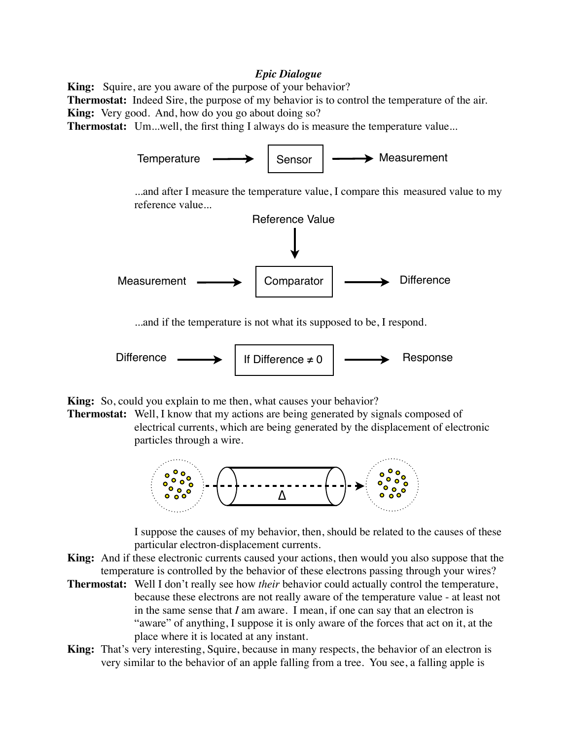***Epic Dialogue***

**King:** Squire, are you aware of the purpose of your behavior?

**Thermostat:** Indeed Sire, the purpose of my behavior is to control the temperature of the air.

**King:** Very good. And, how do you go about doing so?

**Thermostat:** Um...well, the first thing I always do is measure the temperature value...

Temperature → Sensor → Measurement

...and after I measure the temperature value, I compare this measured value to my reference value...

Reference Value

Measurement → Comparator → Difference

...and if the temperature is not what its supposed to be, I respond.

Difference → If Difference ≠ 0 → Response

**King:** So, could you explain to me then, what causes your behavior?

**Thermostat:** Well, I know that my actions are being generated by signals composed of electrical currents, which are being generated by the displacement of electronic particles through a wire.

Δ

I suppose the causes of my behavior, then, should be related to the causes of these particular electron-displacement currents.

**King:** And if these electronic currents caused your actions, then would you also suppose that the temperature is controlled by the behavior of these electrons passing through your wires?

**Thermostat:** Well I don't really see how *their* behavior could actually control the temperature, because these electrons are not really aware of the temperature value - at least not in the same sense that *I* am aware. I mean, if one can say that an electron is "aware" of anything, I suppose it is only aware of the forces that act on it, at the place where it is located at any instant.

**King:** That's very interesting, Squire, because in many respects, the behavior of an electron is very similar to the behavior of an apple falling from a tree. You see, a falling apple is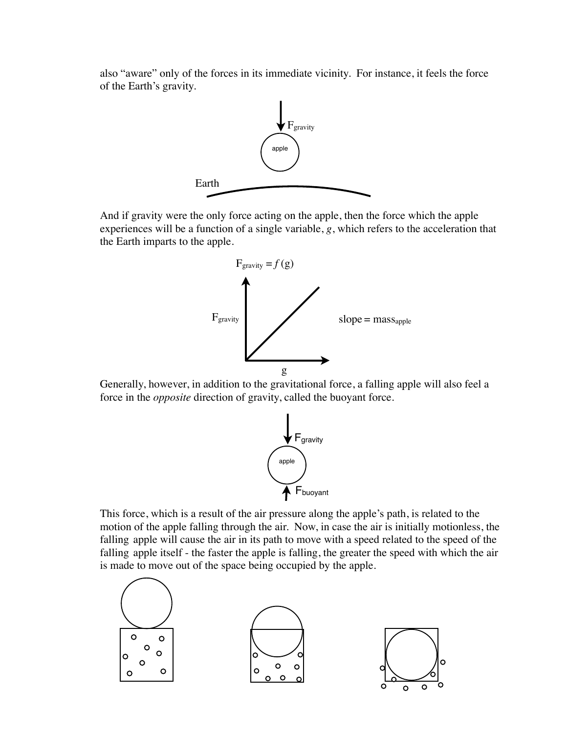also "aware" only of the forces in its immediate vicinity. For instance, it feels the force of the Earth's gravity.

$F_{gravity}$

apple

Earth

And if gravity were the only force acting on the apple, then the force which the apple experiences will be a function of a single variable, *g*, which refers to the acceleration that the Earth imparts to the apple.

$F_{gravity} = f\,(g)$

$F_{gravity}$

slope = $mass_{apple}$

g

Generally, however, in addition to the gravitational force, a falling apple will also feel a force in the *opposite* direction of gravity, called the buoyant force.

$F_{gravity}$

apple

$F_{buoyant}$

This force, which is a result of the air pressure along the apple's path, is related to the motion of the apple falling through the air. Now, in case the air is initially motionless, the falling apple will cause the air in its path to move with a speed related to the speed of the falling apple itself - the faster the apple is falling, the greater the speed with which the air is made to move out of the space being occupied by the apple.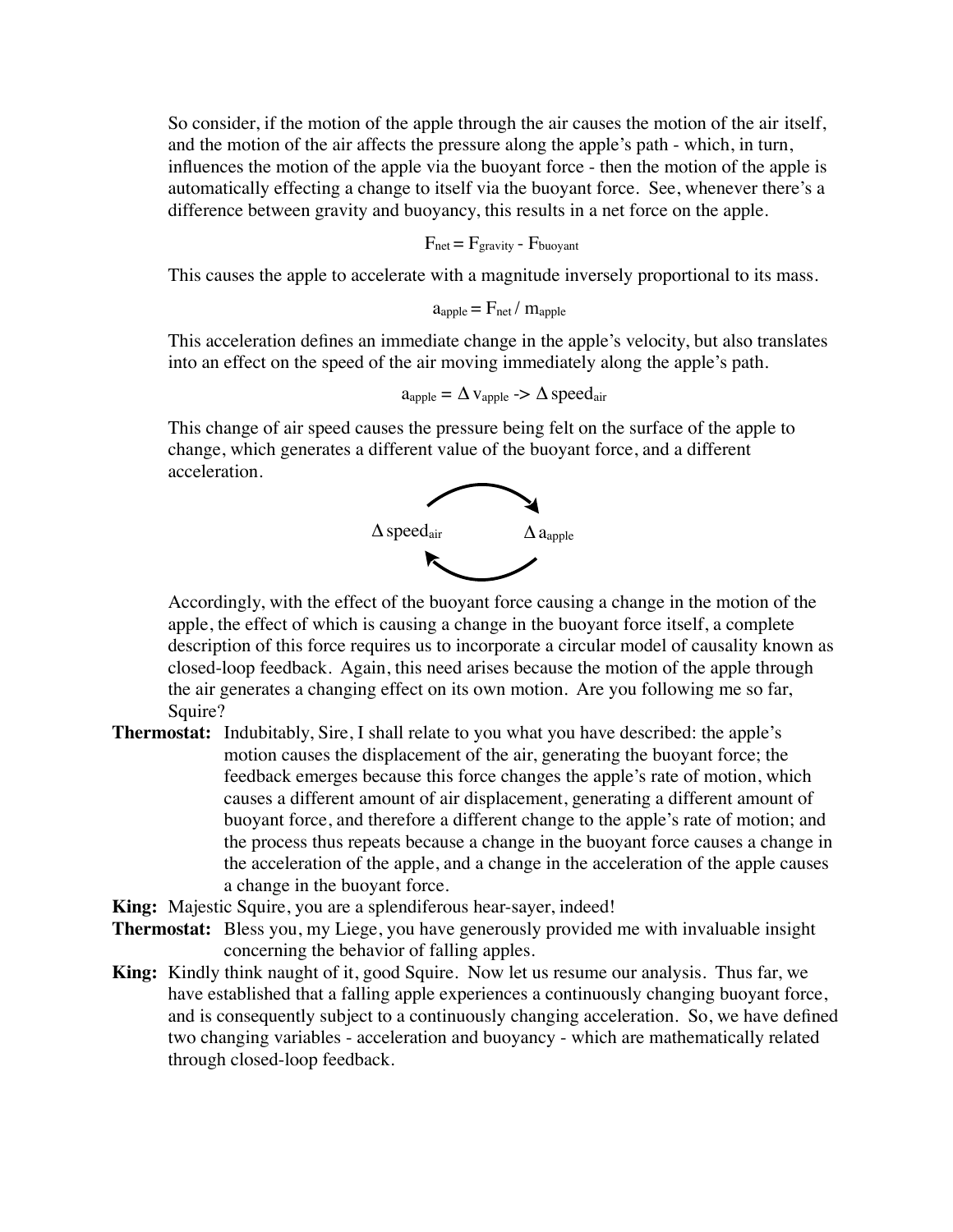So consider, if the motion of the apple through the air causes the motion of the air itself, and the motion of the air affects the pressure along the apple's path - which, in turn, influences the motion of the apple via the buoyant force - then the motion of the apple is automatically effecting a change to itself via the buoyant force. See, whenever there's a difference between gravity and buoyancy, this results in a net force on the apple.

$$F_{net} = F_{gravity} - F_{buoyant}$$

This causes the apple to accelerate with a magnitude inversely proportional to its mass.

$$a_{apple} = F_{net} / m_{apple}$$

This acceleration defines an immediate change in the apple's velocity, but also translates into an effect on the speed of the air moving immediately along the apple's path.

$$a_{apple} = \Delta v_{apple} \rightarrow \Delta speed_{air}$$

This change of air speed causes the pressure being felt on the surface of the apple to change, which generates a different value of the buoyant force, and a different acceleration.

$\Delta speed_{air}$ $\Delta a_{apple}$

Accordingly, with the effect of the buoyant force causing a change in the motion of the apple, the effect of which is causing a change in the buoyant force itself, a complete description of this force requires us to incorporate a circular model of causality known as closed-loop feedback. Again, this need arises because the motion of the apple through the air generates a changing effect on its own motion. Are you following me so far, Squire?

**Thermostat:** Indubitably, Sire, I shall relate to you what you have described: the apple's motion causes the displacement of the air, generating the buoyant force; the feedback emerges because this force changes the apple's rate of motion, which causes a different amount of air displacement, generating a different amount of buoyant force, and therefore a different change to the apple's rate of motion; and the process thus repeats because a change in the buoyant force causes a change in the acceleration of the apple, and a change in the acceleration of the apple causes a change in the buoyant force.

**King:** Majestic Squire, you are a splendiferous hear-sayer, indeed!

**Thermostat:** Bless you, my Liege, you have generously provided me with invaluable insight concerning the behavior of falling apples.

**King:** Kindly think naught of it, good Squire. Now let us resume our analysis. Thus far, we have established that a falling apple experiences a continuously changing buoyant force, and is consequently subject to a continuously changing acceleration. So, we have defined two changing variables - acceleration and buoyancy - which are mathematically related through closed-loop feedback.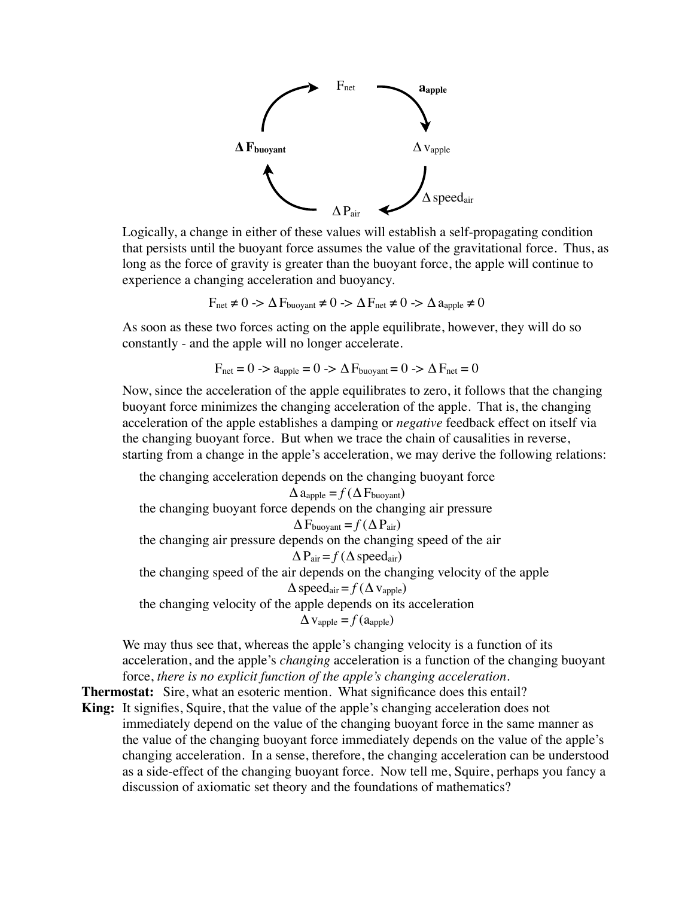$F_{net}$

$\mathbf{a_{apple}}$

$\Delta v_{apple}$

$\Delta speed_{air}$

$\Delta P_{air}$

$\mathbf{\Delta F_{buoyant}}$

Logically, a change in either of these values will establish a self-propagating condition that persists until the buoyant force assumes the value of the gravitational force. Thus, as long as the force of gravity is greater than the buoyant force, the apple will continue to experience a changing acceleration and buoyancy.

$$F_{net} \neq 0 \text{ -> } \Delta F_{buoyant} \neq 0 \text{ -> } \Delta F_{net} \neq 0 \text{ -> } \Delta a_{apple} \neq 0$$

As soon as these two forces acting on the apple equilibrate, however, they will do so constantly - and the apple will no longer accelerate.

$$F_{net} = 0 \text{ -> } a_{apple} = 0 \text{ -> } \Delta F_{buoyant} = 0 \text{ -> } \Delta F_{net} = 0$$

Now, since the acceleration of the apple equilibrates to zero, it follows that the changing buoyant force minimizes the changing acceleration of the apple. That is, the changing acceleration of the apple establishes a damping or *negative* feedback effect on itself via the changing buoyant force. But when we trace the chain of causalities in reverse, starting from a change in the apple's acceleration, we may derive the following relations:

the changing acceleration depends on the changing buoyant force

$$\Delta a_{apple} = f\,(\Delta F_{buoyant})$$

the changing buoyant force depends on the changing air pressure

$$\Delta F_{buoyant} = f\,(\Delta P_{air})$$

the changing air pressure depends on the changing speed of the air

$$\Delta P_{air} = f\,(\Delta speed_{air})$$

the changing speed of the air depends on the changing velocity of the apple

$$\Delta speed_{air} = f\,(\Delta v_{apple})$$

the changing velocity of the apple depends on its acceleration

$$\Delta v_{apple} = f\,(a_{apple})$$

We may thus see that, whereas the apple's changing velocity is a function of its acceleration, and the apple's *changing* acceleration is a function of the changing buoyant force, *there is no explicit function of the apple's changing acceleration*.

**Thermostat:** Sire, what an esoteric mention. What significance does this entail?

**King:** It signifies, Squire, that the value of the apple's changing acceleration does not immediately depend on the value of the changing buoyant force in the same manner as the value of the changing buoyant force immediately depends on the value of the apple's changing acceleration. In a sense, therefore, the changing acceleration can be understood as a side-effect of the changing buoyant force. Now tell me, Squire, perhaps you fancy a discussion of axiomatic set theory and the foundations of mathematics?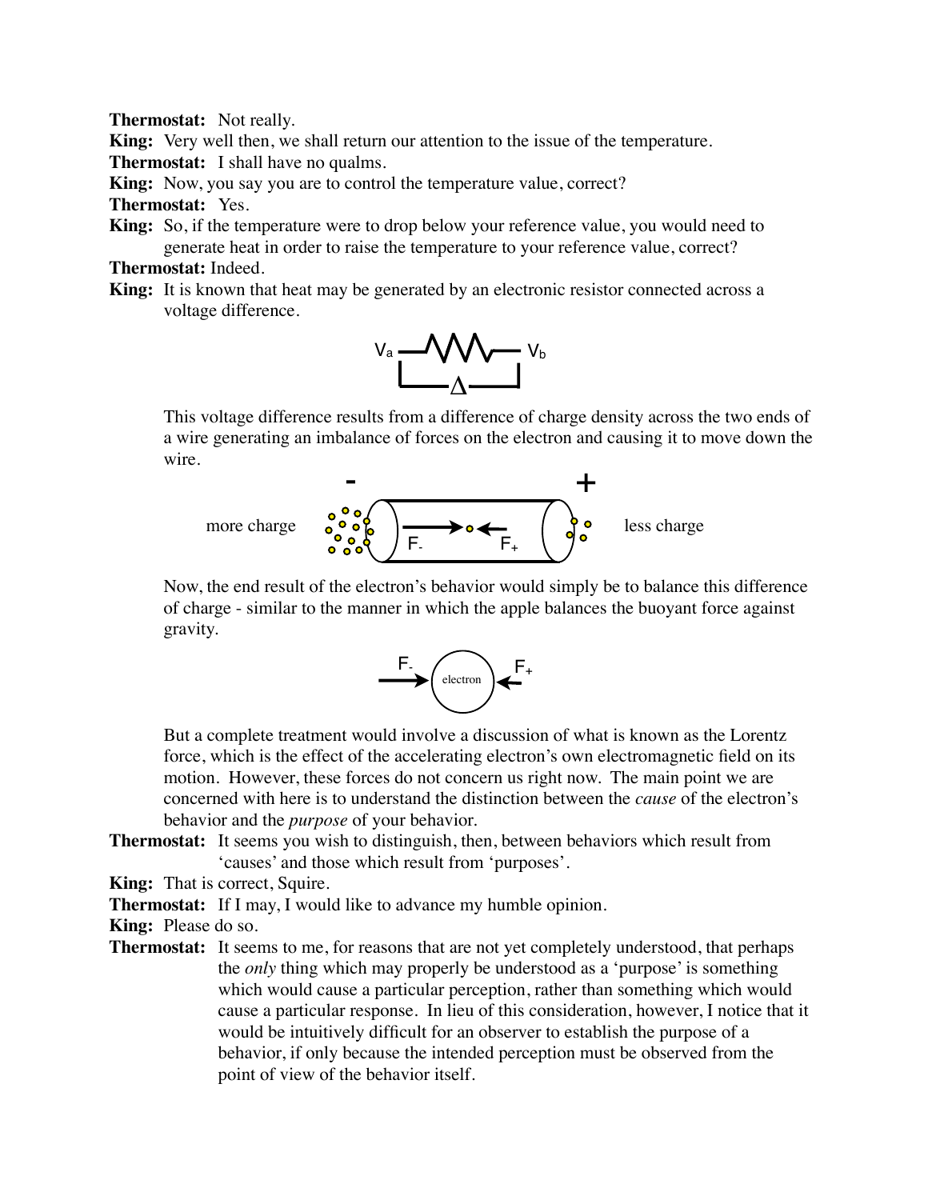**Thermostat:** Not really.

**King:** Very well then, we shall return our attention to the issue of the temperature.

**Thermostat:** I shall have no qualms.

**King:** Now, you say you are to control the temperature value, correct?

**Thermostat:** Yes.

**King:** So, if the temperature were to drop below your reference value, you would need to generate heat in order to raise the temperature to your reference value, correct?

**Thermostat:** Indeed.

**King:** It is known that heat may be generated by an electronic resistor connected across a voltage difference.

$V_a$ $V_b$

$\Delta$

This voltage difference results from a difference of charge density across the two ends of a wire generating an imbalance of forces on the electron and causing it to move down the wire.

-

+

more charge

$F_-$ $F_+$

less charge

Now, the end result of the electron's behavior would simply be to balance this difference of charge - similar to the manner in which the apple balances the buoyant force against gravity.

$F_-$ electron $F_+$

But a complete treatment would involve a discussion of what is known as the Lorentz force, which is the effect of the accelerating electron's own electromagnetic field on its motion. However, these forces do not concern us right now. The main point we are concerned with here is to understand the distinction between the *cause* of the electron's behavior and the *purpose* of your behavior.

**Thermostat:** It seems you wish to distinguish, then, between behaviors which result from 'causes' and those which result from 'purposes'.

**King:** That is correct, Squire.

**Thermostat:** If I may, I would like to advance my humble opinion.

**King:** Please do so.

**Thermostat:** It seems to me, for reasons that are not yet completely understood, that perhaps the *only* thing which may properly be understood as a 'purpose' is something which would cause a particular perception, rather than something which would cause a particular response. In lieu of this consideration, however, I notice that it would be intuitively difficult for an observer to establish the purpose of a behavior, if only because the intended perception must be observed from the point of view of the behavior itself.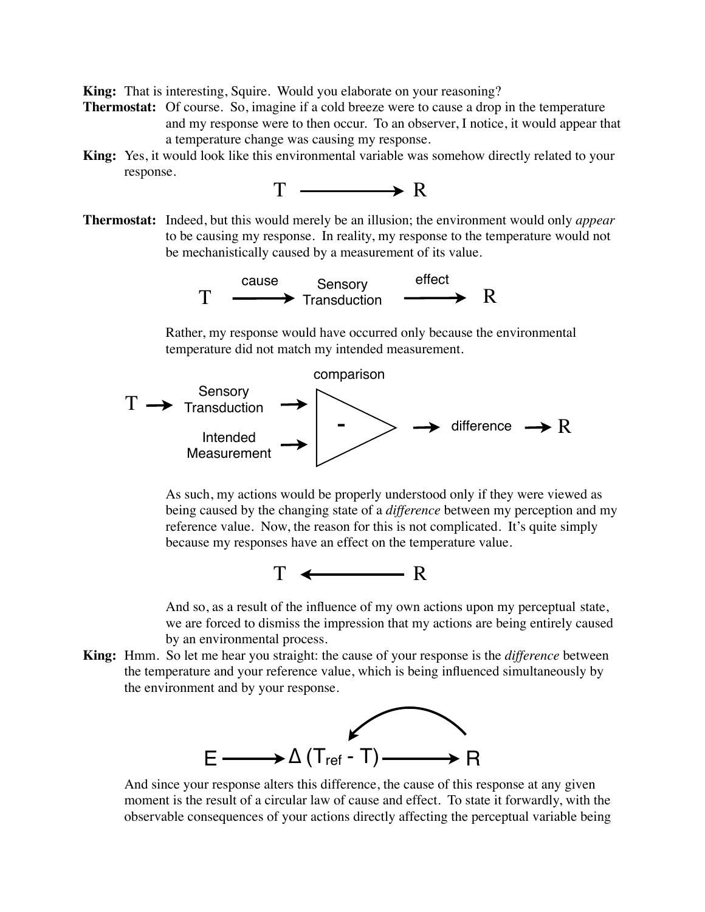**King:** That is interesting, Squire. Would you elaborate on your reasoning?

**Thermostat:** Of course. So, imagine if a cold breeze were to cause a drop in the temperature and my response were to then occur. To an observer, I notice, it would appear that a temperature change was causing my response.

**King:** Yes, it would look like this environmental variable was somehow directly related to your response.

$$T \longrightarrow R$$

**Thermostat:** Indeed, but this would merely be an illusion; the environment would only *appear* to be causing my response. In reality, my response to the temperature would not be mechanistically caused by a measurement of its value.

$$T \xrightarrow{\text{cause}} \text{Sensory Transduction} \xrightarrow{\text{effect}} R$$

Rather, my response would have occurred only because the environmental temperature did not match my intended measurement.

T → Sensory Transduction → comparison (-) → difference → R

Intended Measurement → comparison (-)

As such, my actions would be properly understood only if they were viewed as being caused by the changing state of a *difference* between my perception and my reference value. Now, the reason for this is not complicated. It's quite simply because my responses have an effect on the temperature value.

$$T \longleftarrow R$$

And so, as a result of the influence of my own actions upon my perceptual state, we are forced to dismiss the impression that my actions are being entirely caused by an environmental process.

**King:** Hmm. So let me hear you straight: the cause of your response is the *difference* between the temperature and your reference value, which is being influenced simultaneously by the environment and by your response.

$$E \longrightarrow \Delta\,(T_{ref} - T) \longrightarrow R$$

(with an arrow from R curving back to $\Delta\,(T_{ref} - T)$)

And since your response alters this difference, the cause of this response at any given moment is the result of a circular law of cause and effect. To state it forwardly, with the observable consequences of your actions directly affecting the perceptual variable being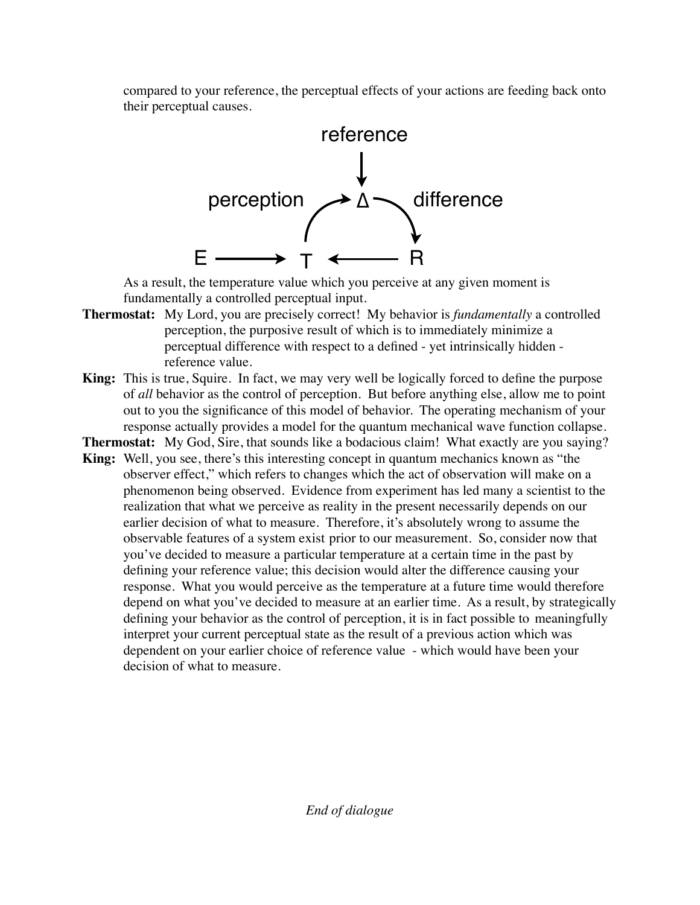compared to your reference, the perceptual effects of your actions are feeding back onto their perceptual causes.

reference

perception

Δ

difference

E

T

R

As a result, the temperature value which you perceive at any given moment is fundamentally a controlled perceptual input.

**Thermostat:** My Lord, you are precisely correct! My behavior is *fundamentally* a controlled perception, the purposive result of which is to immediately minimize a perceptual difference with respect to a defined - yet intrinsically hidden - reference value.

**King:** This is true, Squire. In fact, we may very well be logically forced to define the purpose of *all* behavior as the control of perception. But before anything else, allow me to point out to you the significance of this model of behavior. The operating mechanism of your response actually provides a model for the quantum mechanical wave function collapse.

**Thermostat:** My God, Sire, that sounds like a bodacious claim! What exactly are you saying?

**King:** Well, you see, there's this interesting concept in quantum mechanics known as "the observer effect," which refers to changes which the act of observation will make on a phenomenon being observed. Evidence from experiment has led many a scientist to the realization that what we perceive as reality in the present necessarily depends on our earlier decision of what to measure. Therefore, it's absolutely wrong to assume the observable features of a system exist prior to our measurement. So, consider now that you've decided to measure a particular temperature at a certain time in the past by defining your reference value; this decision would alter the difference causing your response. What you would perceive as the temperature at a future time would therefore depend on what you've decided to measure at an earlier time. As a result, by strategically defining your behavior as the control of perception, it is in fact possible to meaningfully interpret your current perceptual state as the result of a previous action which was dependent on your earlier choice of reference value - which would have been your decision of what to measure.

*End of dialogue*